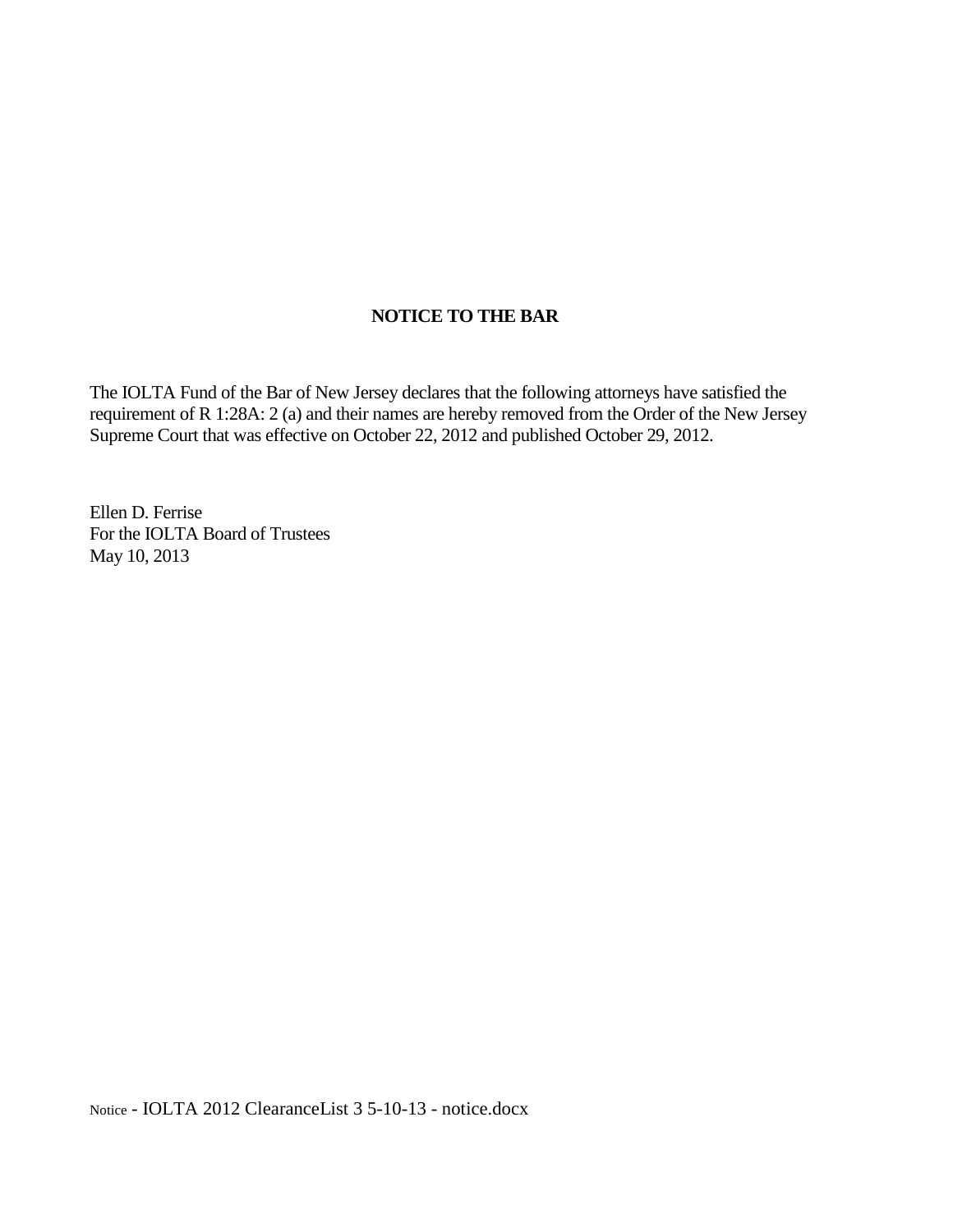## NOTICE TO THE BAR

The IOLTA Fund of the Bar of New Jersey declares that the following attorneys have satisfied the requirement of R 1:28A: 2 (a) and their names are hereby removed from the Order of the New Jersey Supreme Court that was effective on October 22, 2012 and published October 29, 2012.

Ellen D. Ferrise
For the IOLTA Board of Trustees
May 10, 2013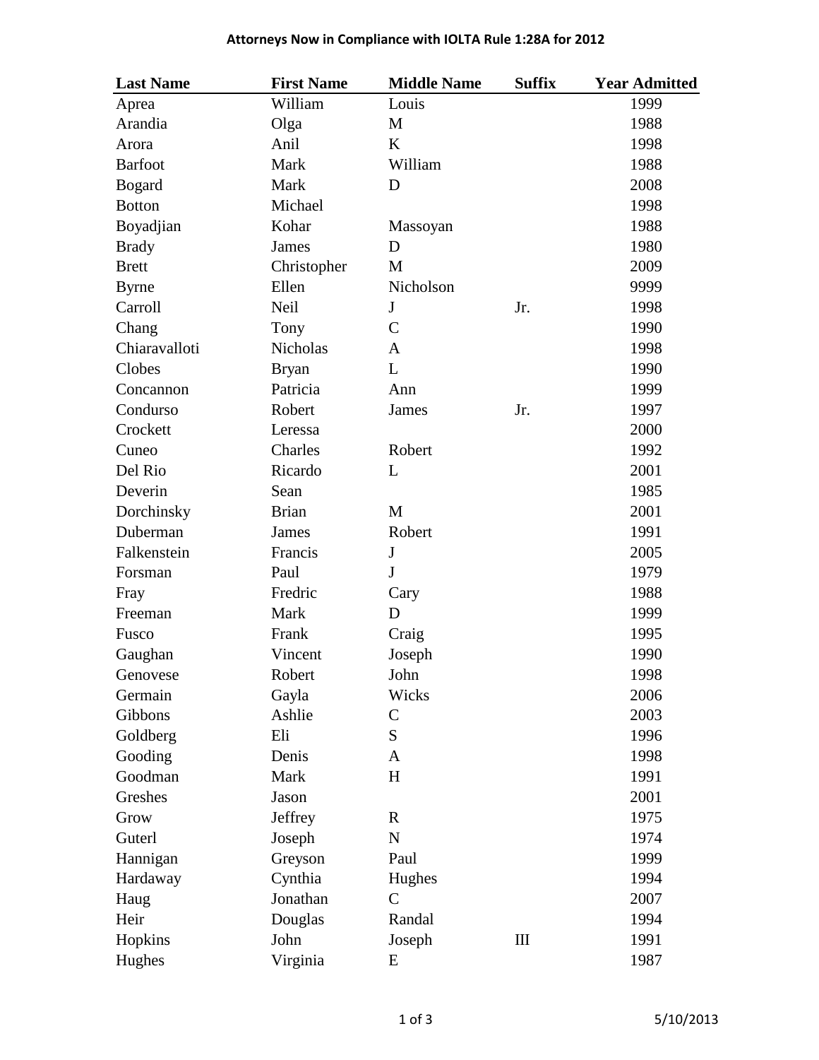**Attorneys Now in Compliance with IOLTA Rule 1:28A for 2012**

| Last Name | First Name | Middle Name | Suffix | Year Admitted |
|---|---|---|---|---|
| Aprea | William | Louis | | 1999 |
| Arandia | Olga | M | | 1988 |
| Arora | Anil | K | | 1998 |
| Barfoot | Mark | William | | 1988 |
| Bogard | Mark | D | | 2008 |
| Botton | Michael | | | 1998 |
| Boyadjian | Kohar | Massoyan | | 1988 |
| Brady | James | D | | 1980 |
| Brett | Christopher | M | | 2009 |
| Byrne | Ellen | Nicholson | | 9999 |
| Carroll | Neil | J | Jr. | 1998 |
| Chang | Tony | C | | 1990 |
| Chiaravalloti | Nicholas | A | | 1998 |
| Clobes | Bryan | L | | 1990 |
| Concannon | Patricia | Ann | | 1999 |
| Condurso | Robert | James | Jr. | 1997 |
| Crockett | Leressa | | | 2000 |
| Cuneo | Charles | Robert | | 1992 |
| Del Rio | Ricardo | L | | 2001 |
| Deverin | Sean | | | 1985 |
| Dorchinsky | Brian | M | | 2001 |
| Duberman | James | Robert | | 1991 |
| Falkenstein | Francis | J | | 2005 |
| Forsman | Paul | J | | 1979 |
| Fray | Fredric | Cary | | 1988 |
| Freeman | Mark | D | | 1999 |
| Fusco | Frank | Craig | | 1995 |
| Gaughan | Vincent | Joseph | | 1990 |
| Genovese | Robert | John | | 1998 |
| Germain | Gayla | Wicks | | 2006 |
| Gibbons | Ashlie | C | | 2003 |
| Goldberg | Eli | S | | 1996 |
| Gooding | Denis | A | | 1998 |
| Goodman | Mark | H | | 1991 |
| Greshes | Jason | | | 2001 |
| Grow | Jeffrey | R | | 1975 |
| Guterl | Joseph | N | | 1974 |
| Hannigan | Greyson | Paul | | 1999 |
| Hardaway | Cynthia | Hughes | | 1994 |
| Haug | Jonathan | C | | 2007 |
| Heir | Douglas | Randal | | 1994 |
| Hopkins | John | Joseph | III | 1991 |
| Hughes | Virginia | E | | 1987 |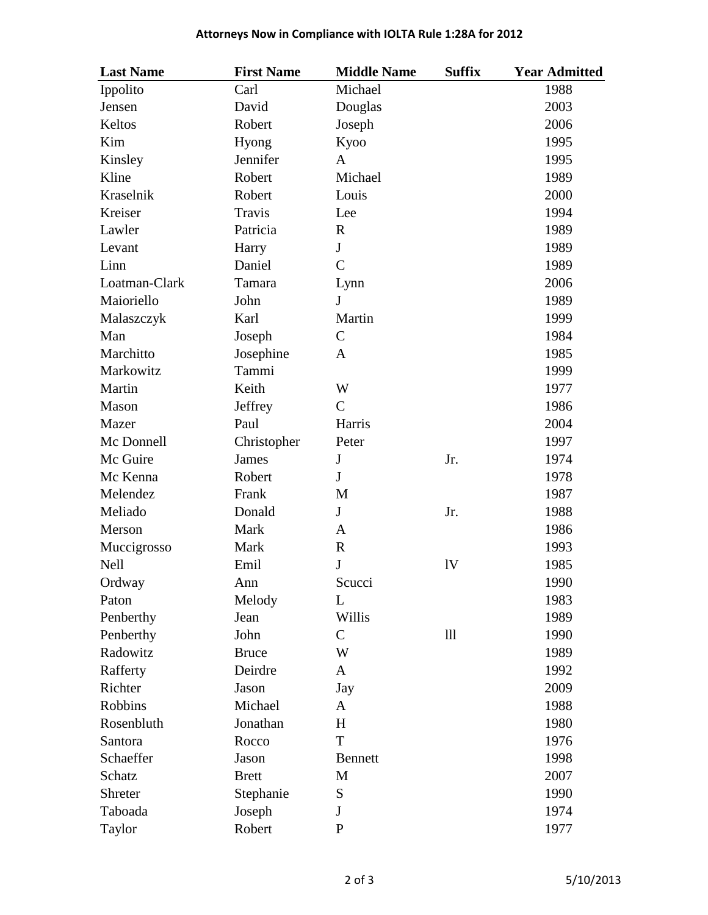**Attorneys Now in Compliance with IOLTA Rule 1:28A for 2012**

| Last Name | First Name | Middle Name | Suffix | Year Admitted |
| --- | --- | --- | --- | --- |
| Ippolito | Carl | Michael | | 1988 |
| Jensen | David | Douglas | | 2003 |
| Keltos | Robert | Joseph | | 2006 |
| Kim | Hyong | Kyoo | | 1995 |
| Kinsley | Jennifer | A | | 1995 |
| Kline | Robert | Michael | | 1989 |
| Kraselnik | Robert | Louis | | 2000 |
| Kreiser | Travis | Lee | | 1994 |
| Lawler | Patricia | R | | 1989 |
| Levant | Harry | J | | 1989 |
| Linn | Daniel | C | | 1989 |
| Loatman-Clark | Tamara | Lynn | | 2006 |
| Maioriello | John | J | | 1989 |
| Malaszczyk | Karl | Martin | | 1999 |
| Man | Joseph | C | | 1984 |
| Marchitto | Josephine | A | | 1985 |
| Markowitz | Tammi | | | 1999 |
| Martin | Keith | W | | 1977 |
| Mason | Jeffrey | C | | 1986 |
| Mazer | Paul | Harris | | 2004 |
| Mc Donnell | Christopher | Peter | | 1997 |
| Mc Guire | James | J | Jr. | 1974 |
| Mc Kenna | Robert | J | | 1978 |
| Melendez | Frank | M | | 1987 |
| Meliado | Donald | J | Jr. | 1988 |
| Merson | Mark | A | | 1986 |
| Muccigrosso | Mark | R | | 1993 |
| Nell | Emil | J | lV | 1985 |
| Ordway | Ann | Scucci | | 1990 |
| Paton | Melody | L | | 1983 |
| Penberthy | Jean | Willis | | 1989 |
| Penberthy | John | C | lll | 1990 |
| Radowitz | Bruce | W | | 1989 |
| Rafferty | Deirdre | A | | 1992 |
| Richter | Jason | Jay | | 2009 |
| Robbins | Michael | A | | 1988 |
| Rosenbluth | Jonathan | H | | 1980 |
| Santora | Rocco | T | | 1976 |
| Schaeffer | Jason | Bennett | | 1998 |
| Schatz | Brett | M | | 2007 |
| Shreter | Stephanie | S | | 1990 |
| Taboada | Joseph | J | | 1974 |
| Taylor | Robert | P | | 1977 |

5/10/2013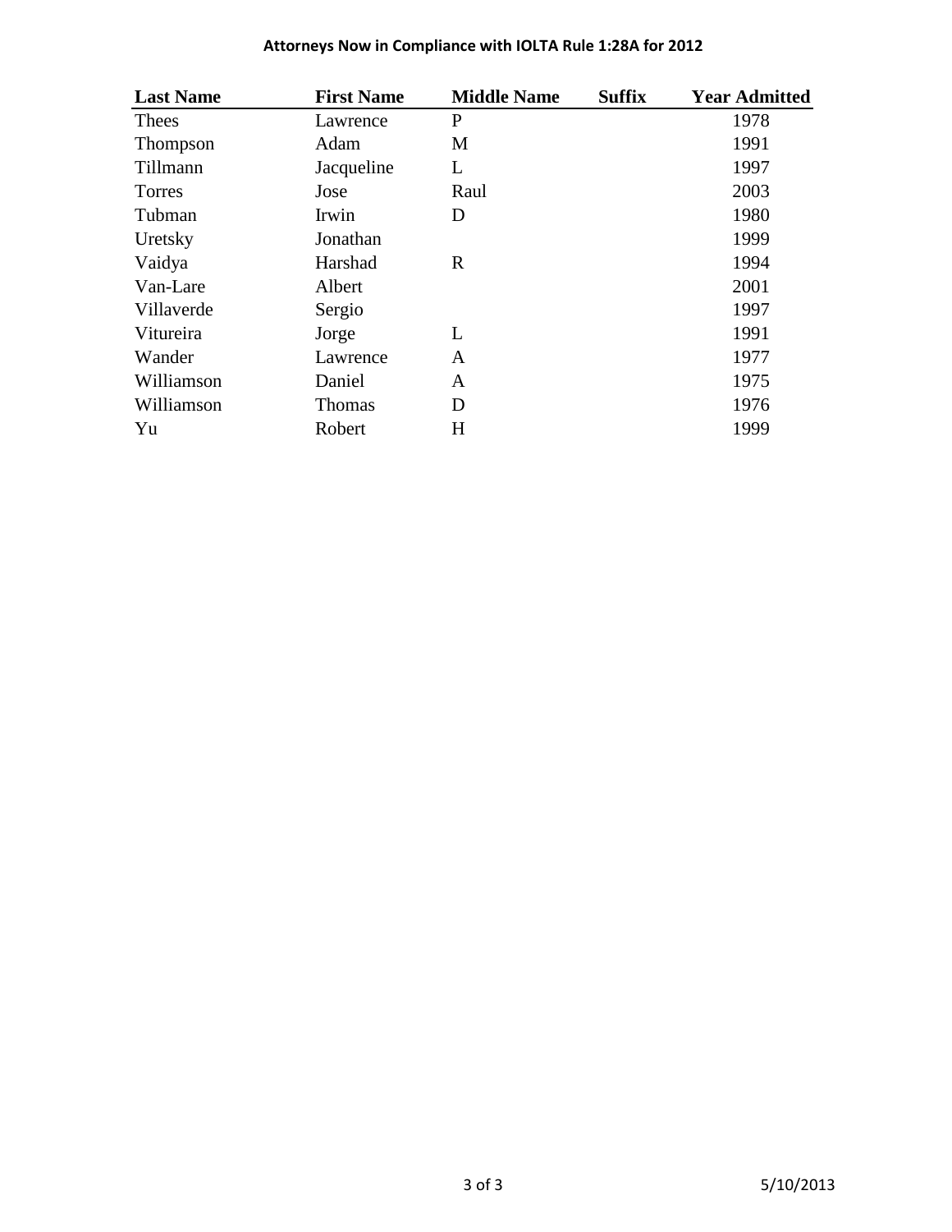**Attorneys Now in Compliance with IOLTA Rule 1:28A for 2012**

| Last Name | First Name | Middle Name | Suffix | Year Admitted |
|---|---|---|---|---|
| Thees | Lawrence | P | | 1978 |
| Thompson | Adam | M | | 1991 |
| Tillmann | Jacqueline | L | | 1997 |
| Torres | Jose | Raul | | 2003 |
| Tubman | Irwin | D | | 1980 |
| Uretsky | Jonathan | | | 1999 |
| Vaidya | Harshad | R | | 1994 |
| Van-Lare | Albert | | | 2001 |
| Villaverde | Sergio | | | 1997 |
| Vitureira | Jorge | L | | 1991 |
| Wander | Lawrence | A | | 1977 |
| Williamson | Daniel | A | | 1975 |
| Williamson | Thomas | D | | 1976 |
| Yu | Robert | H | | 1999 |

5/10/2013